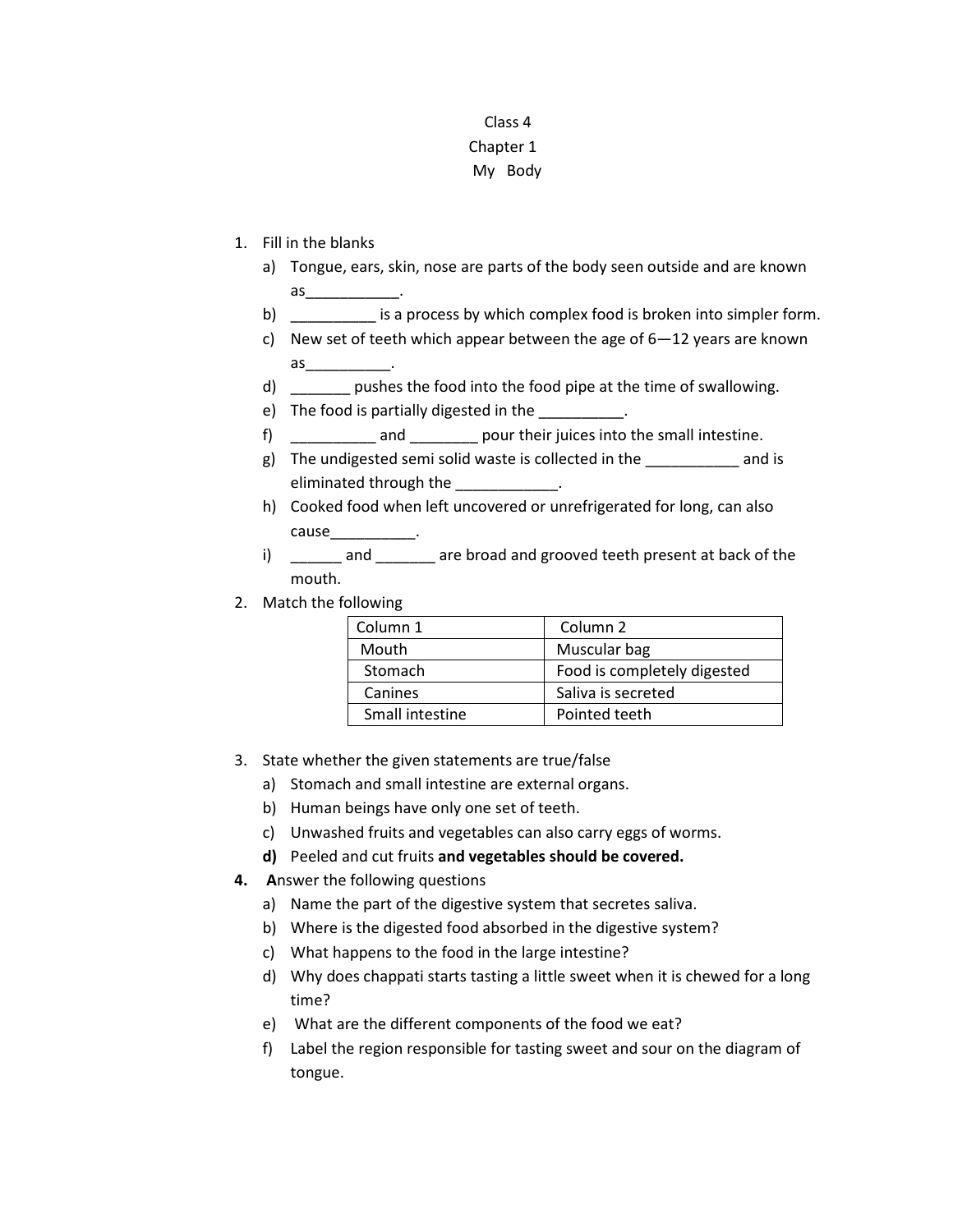# Class 4
## Chapter 1
## My Body

1. Fill in the blanks
   a) Tongue, ears, skin, nose are parts of the body seen outside and are known as___________.
   b) __________ is a process by which complex food is broken into simpler form.
   c) New set of teeth which appear between the age of 6—12 years are known as__________.
   d) _______ pushes the food into the food pipe at the time of swallowing.
   e) The food is partially digested in the __________.
   f) __________ and ________ pour their juices into the small intestine.
   g) The undigested semi solid waste is collected in the ___________ and is eliminated through the ____________.
   h) Cooked food when left uncovered or unrefrigerated for long, can also cause__________.
   i) ______ and _______ are broad and grooved teeth present at back of the mouth.

2. Match the following

| Column 1 | Column 2 |
|---|---|
| Mouth | Muscular bag |
| Stomach | Food is completely digested |
| Canines | Saliva is secreted |
| Small intestine | Pointed teeth |

3. State whether the given statements are true/false
   a) Stomach and small intestine are external organs.
   b) Human beings have only one set of teeth.
   c) Unwashed fruits and vegetables can also carry eggs of worms.
   **d)** Peeled and cut fruits **and vegetables should be covered.**

**4.** **A**nswer the following questions
   a) Name the part of the digestive system that secretes saliva.
   b) Where is the digested food absorbed in the digestive system?
   c) What happens to the food in the large intestine?
   d) Why does chappati starts tasting a little sweet when it is chewed for a long time?
   e) What are the different components of the food we eat?
   f) Label the region responsible for tasting sweet and sour on the diagram of tongue.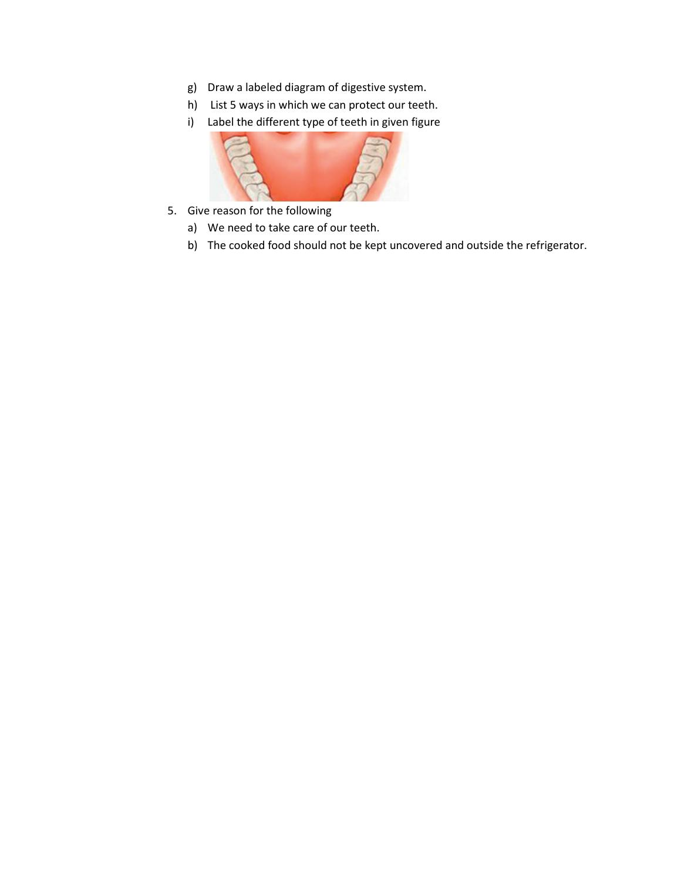g) Draw a labeled diagram of digestive system.

h) List 5 ways in which we can protect our teeth.

i) Label the different type of teeth in given figure

5. Give reason for the following

   a) We need to take care of our teeth.

   b) The cooked food should not be kept uncovered and outside the refrigerator.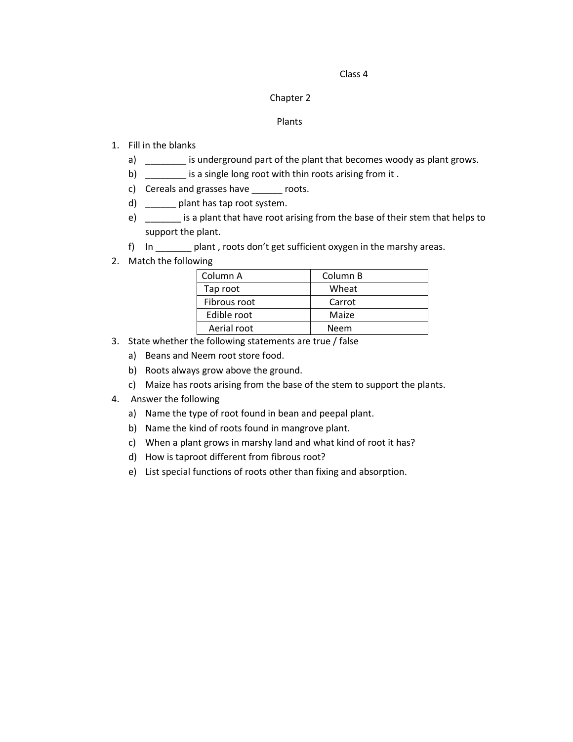Class 4

Chapter 2

Plants

1. Fill in the blanks
   a) ________ is underground part of the plant that becomes woody as plant grows.
   b) ________ is a single long root with thin roots arising from it .
   c) Cereals and grasses have ______ roots.
   d) ______ plant has tap root system.
   e) _______ is a plant that have root arising from the base of their stem that helps to support the plant.
   f) In _______ plant , roots don't get sufficient oxygen in the marshy areas.
2. Match the following

| Column A | Column B |
|---|---|
| Tap root | Wheat |
| Fibrous root | Carrot |
| Edible root | Maize |
| Aerial root | Neem |

3. State whether the following statements are true / false
   a) Beans and Neem root store food.
   b) Roots always grow above the ground.
   c) Maize has roots arising from the base of the stem to support the plants.
4. Answer the following
   a) Name the type of root found in bean and peepal plant.
   b) Name the kind of roots found in mangrove plant.
   c) When a plant grows in marshy land and what kind of root it has?
   d) How is taproot different from fibrous root?
   e) List special functions of roots other than fixing and absorption.